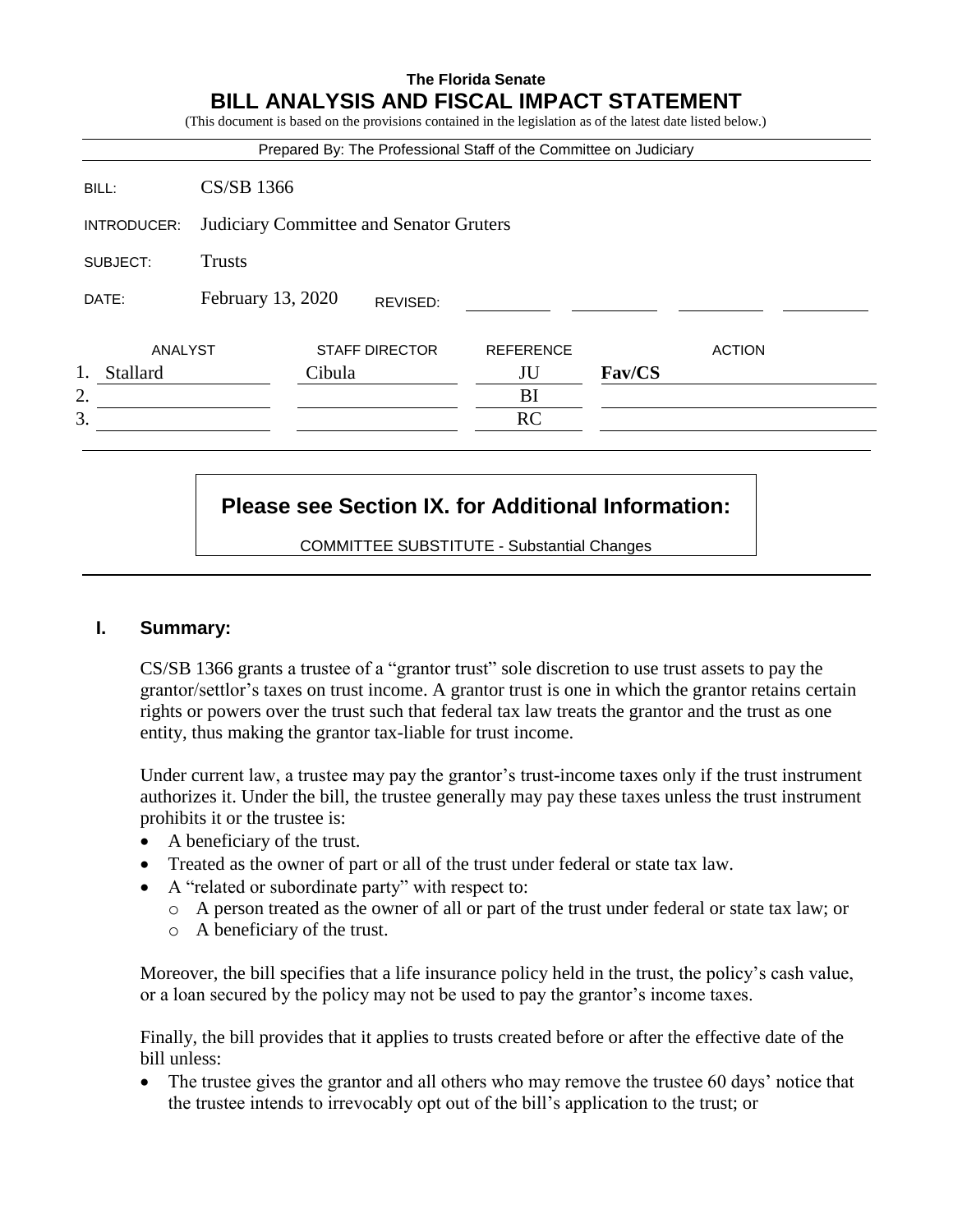**The Florida Senate**

# BILL ANALYSIS AND FISCAL IMPACT STATEMENT

(This document is based on the provisions contained in the legislation as of the latest date listed below.)

Prepared By: The Professional Staff of the Committee on Judiciary

| | |
|---|---|
| BILL: | CS/SB 1366 |
| INTRODUCER: | Judiciary Committee and Senator Gruters |
| SUBJECT: | Trusts |
| DATE: | February 13, 2020 REVISED: |

| | ANALYST | STAFF DIRECTOR | REFERENCE | ACTION |
|---|---|---|---|---|
| 1. | Stallard | Cibula | JU | **Fav/CS** |
| 2. | | | BI | |
| 3. | | | RC | |

**Please see Section IX. for Additional Information:**

COMMITTEE SUBSTITUTE - Substantial Changes

## I. Summary:

CS/SB 1366 grants a trustee of a "grantor trust" sole discretion to use trust assets to pay the grantor/settlor's taxes on trust income. A grantor trust is one in which the grantor retains certain rights or powers over the trust such that federal tax law treats the grantor and the trust as one entity, thus making the grantor tax-liable for trust income.

Under current law, a trustee may pay the grantor's trust-income taxes only if the trust instrument authorizes it. Under the bill, the trustee generally may pay these taxes unless the trust instrument prohibits it or the trustee is:

- A beneficiary of the trust.
- Treated as the owner of part or all of the trust under federal or state tax law.
- A "related or subordinate party" with respect to:
  - A person treated as the owner of all or part of the trust under federal or state tax law; or
  - A beneficiary of the trust.

Moreover, the bill specifies that a life insurance policy held in the trust, the policy's cash value, or a loan secured by the policy may not be used to pay the grantor's income taxes.

Finally, the bill provides that it applies to trusts created before or after the effective date of the bill unless:

- The trustee gives the grantor and all others who may remove the trustee 60 days' notice that the trustee intends to irrevocably opt out of the bill's application to the trust; or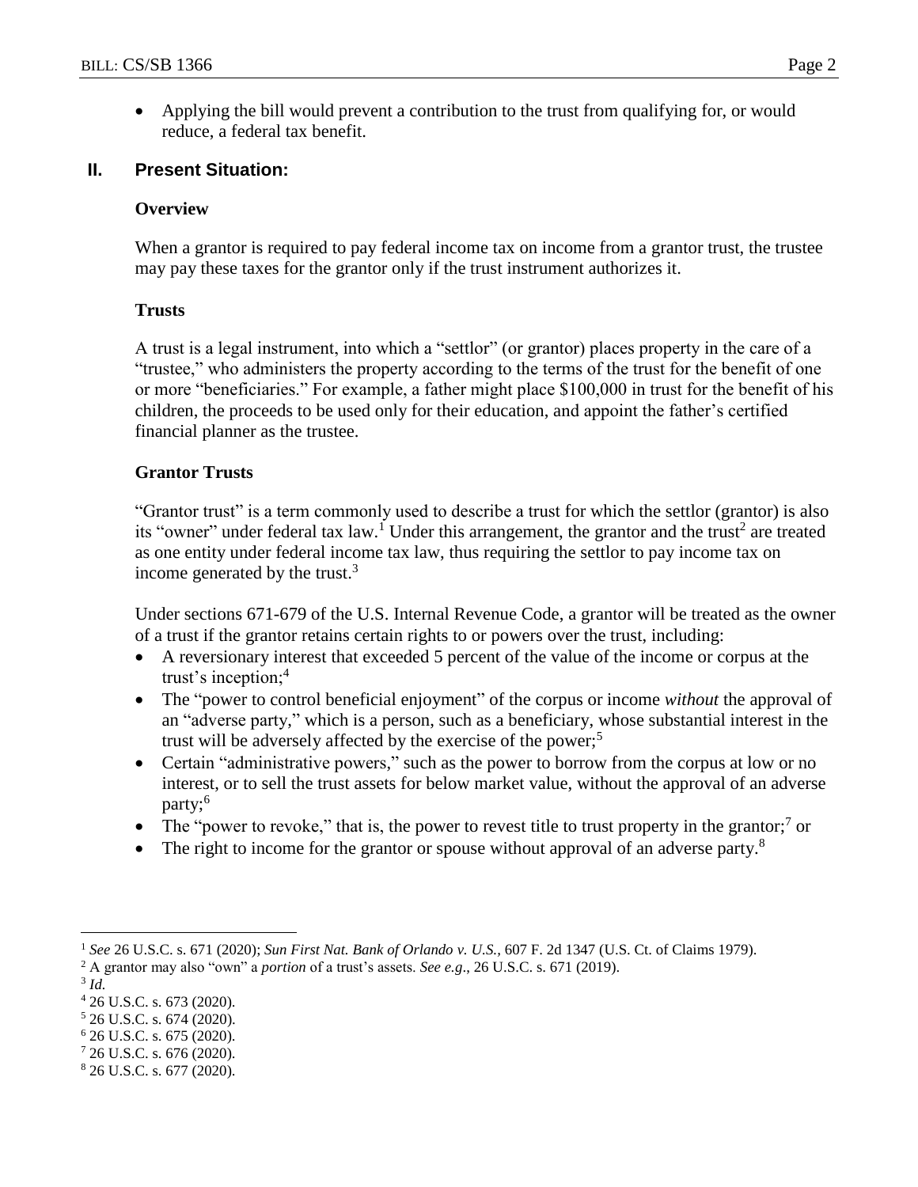- Applying the bill would prevent a contribution to the trust from qualifying for, or would reduce, a federal tax benefit.

## II. Present Situation:

### Overview

When a grantor is required to pay federal income tax on income from a grantor trust, the trustee may pay these taxes for the grantor only if the trust instrument authorizes it.

### Trusts

A trust is a legal instrument, into which a "settlor" (or grantor) places property in the care of a "trustee," who administers the property according to the terms of the trust for the benefit of one or more "beneficiaries." For example, a father might place $100,000 in trust for the benefit of his children, the proceeds to be used only for their education, and appoint the father's certified financial planner as the trustee.

### Grantor Trusts

"Grantor trust" is a term commonly used to describe a trust for which the settlor (grantor) is also its "owner" under federal tax law.[1] Under this arrangement, the grantor and the trust[2] are treated as one entity under federal income tax law, thus requiring the settlor to pay income tax on income generated by the trust.[3]

Under sections 671-679 of the U.S. Internal Revenue Code, a grantor will be treated as the owner of a trust if the grantor retains certain rights to or powers over the trust, including:

- A reversionary interest that exceeded 5 percent of the value of the income or corpus at the trust's inception;[4]
- The "power to control beneficial enjoyment" of the corpus or income *without* the approval of an "adverse party," which is a person, such as a beneficiary, whose substantial interest in the trust will be adversely affected by the exercise of the power;[5]
- Certain "administrative powers," such as the power to borrow from the corpus at low or no interest, or to sell the trust assets for below market value, without the approval of an adverse party;[6]
- The "power to revoke," that is, the power to revest title to trust property in the grantor;[7] or
- The right to income for the grantor or spouse without approval of an adverse party.[8]

---

[1] *See* 26 U.S.C. s. 671 (2020); *Sun First Nat. Bank of Orlando v. U.S.*, 607 F. 2d 1347 (U.S. Ct. of Claims 1979).

[2] A grantor may also "own" a *portion* of a trust's assets. *See e.g*., 26 U.S.C. s. 671 (2019).

[3] *Id.*

[4] 26 U.S.C. s. 673 (2020).

[5] 26 U.S.C. s. 674 (2020).

[6] 26 U.S.C. s. 675 (2020).

[7] 26 U.S.C. s. 676 (2020).

[8] 26 U.S.C. s. 677 (2020).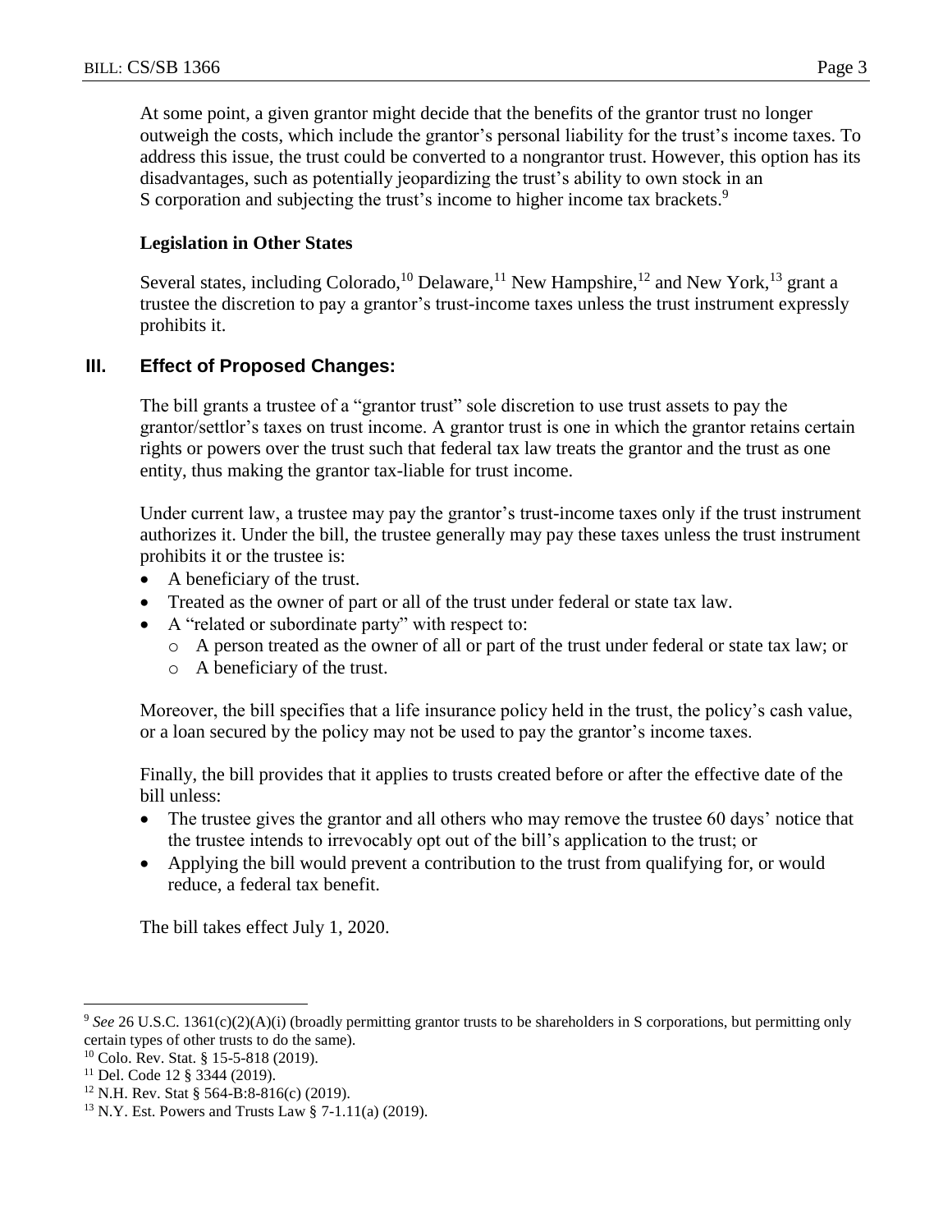At some point, a given grantor might decide that the benefits of the grantor trust no longer outweigh the costs, which include the grantor's personal liability for the trust's income taxes. To address this issue, the trust could be converted to a nongrantor trust. However, this option has its disadvantages, such as potentially jeopardizing the trust's ability to own stock in an S corporation and subjecting the trust's income to higher income tax brackets.[9]

**Legislation in Other States**

Several states, including Colorado,[10] Delaware,[11] New Hampshire,[12] and New York,[13] grant a trustee the discretion to pay a grantor's trust-income taxes unless the trust instrument expressly prohibits it.

## III. Effect of Proposed Changes:

The bill grants a trustee of a "grantor trust" sole discretion to use trust assets to pay the grantor/settlor's taxes on trust income. A grantor trust is one in which the grantor retains certain rights or powers over the trust such that federal tax law treats the grantor and the trust as one entity, thus making the grantor tax-liable for trust income.

Under current law, a trustee may pay the grantor's trust-income taxes only if the trust instrument authorizes it. Under the bill, the trustee generally may pay these taxes unless the trust instrument prohibits it or the trustee is:

- A beneficiary of the trust.
- Treated as the owner of part or all of the trust under federal or state tax law.
- A "related or subordinate party" with respect to:
  - A person treated as the owner of all or part of the trust under federal or state tax law; or
  - A beneficiary of the trust.

Moreover, the bill specifies that a life insurance policy held in the trust, the policy's cash value, or a loan secured by the policy may not be used to pay the grantor's income taxes.

Finally, the bill provides that it applies to trusts created before or after the effective date of the bill unless:

- The trustee gives the grantor and all others who may remove the trustee 60 days' notice that the trustee intends to irrevocably opt out of the bill's application to the trust; or
- Applying the bill would prevent a contribution to the trust from qualifying for, or would reduce, a federal tax benefit.

The bill takes effect July 1, 2020.

---

[9] *See* 26 U.S.C. 1361(c)(2)(A)(i) (broadly permitting grantor trusts to be shareholders in S corporations, but permitting only certain types of other trusts to do the same).

[10] Colo. Rev. Stat. § 15-5-818 (2019).

[11] Del. Code 12 § 3344 (2019).

[12] N.H. Rev. Stat § 564-B:8-816(c) (2019).

[13] N.Y. Est. Powers and Trusts Law § 7-1.11(a) (2019).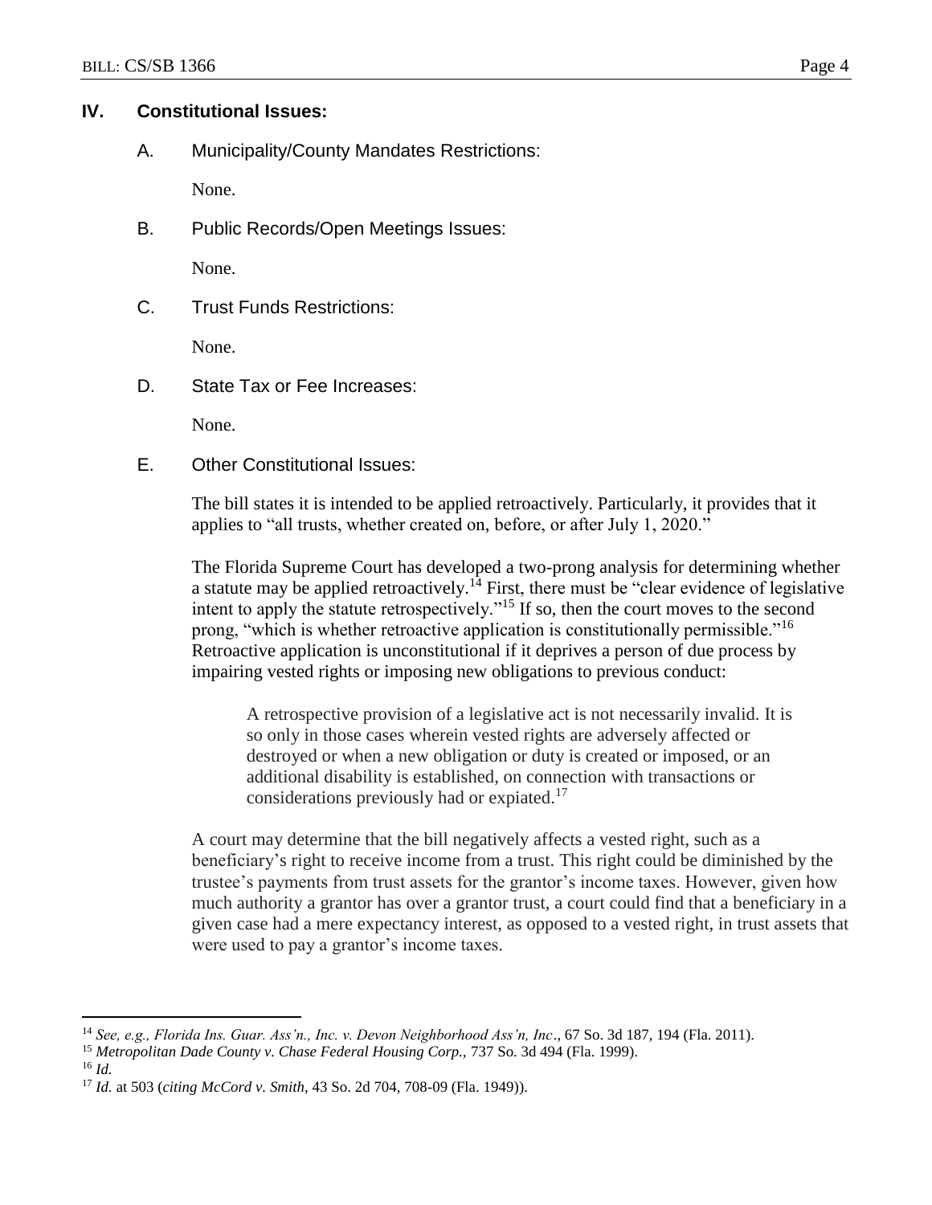## IV. Constitutional Issues:

### A. Municipality/County Mandates Restrictions:

None.

### B. Public Records/Open Meetings Issues:

None.

### C. Trust Funds Restrictions:

None.

### D. State Tax or Fee Increases:

None.

### E. Other Constitutional Issues:

The bill states it is intended to be applied retroactively. Particularly, it provides that it applies to "all trusts, whether created on, before, or after July 1, 2020."

The Florida Supreme Court has developed a two-prong analysis for determining whether a statute may be applied retroactively.[14] First, there must be "clear evidence of legislative intent to apply the statute retrospectively."[15] If so, then the court moves to the second prong, "which is whether retroactive application is constitutionally permissible."[16] Retroactive application is unconstitutional if it deprives a person of due process by impairing vested rights or imposing new obligations to previous conduct:

> A retrospective provision of a legislative act is not necessarily invalid. It is so only in those cases wherein vested rights are adversely affected or destroyed or when a new obligation or duty is created or imposed, or an additional disability is established, on connection with transactions or considerations previously had or expiated.[17]

A court may determine that the bill negatively affects a vested right, such as a beneficiary's right to receive income from a trust. This right could be diminished by the trustee's payments from trust assets for the grantor's income taxes. However, given how much authority a grantor has over a grantor trust, a court could find that a beneficiary in a given case had a mere expectancy interest, as opposed to a vested right, in trust assets that were used to pay a grantor's income taxes.

---

[14] *See, e.g., Florida Ins. Guar. Ass'n., Inc. v. Devon Neighborhood Ass'n, Inc*., 67 So. 3d 187, 194 (Fla. 2011).

[15] *Metropolitan Dade County v. Chase Federal Housing Corp.*, 737 So. 3d 494 (Fla. 1999).

[16] *Id.*

[17] *Id.* at 503 (*citing McCord v. Smith*, 43 So. 2d 704, 708-09 (Fla. 1949)).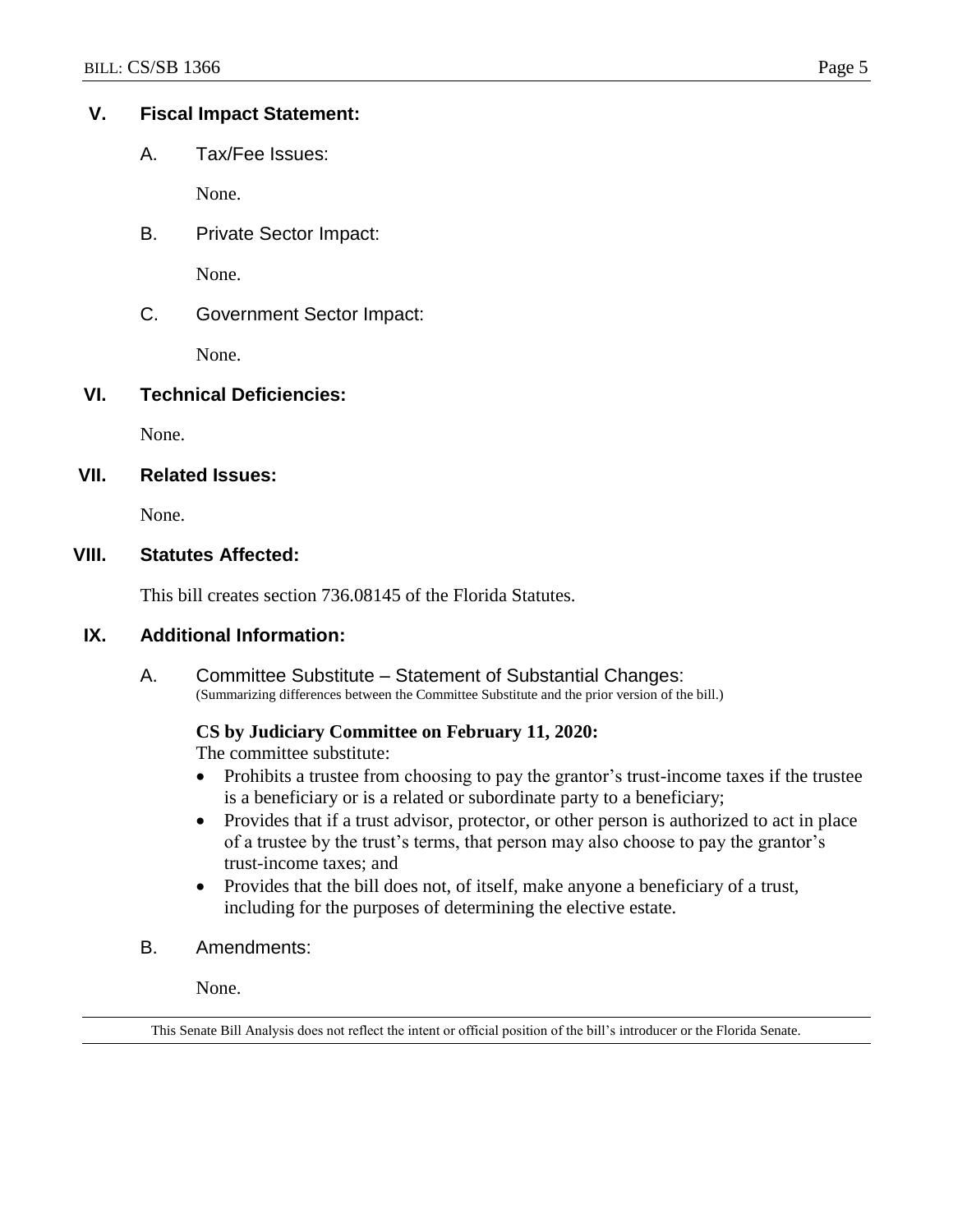## V. Fiscal Impact Statement:

### A. Tax/Fee Issues:

None.

### B. Private Sector Impact:

None.

### C. Government Sector Impact:

None.

## VI. Technical Deficiencies:

None.

## VII. Related Issues:

None.

## VIII. Statutes Affected:

This bill creates section 736.08145 of the Florida Statutes.

## IX. Additional Information:

### A. Committee Substitute – Statement of Substantial Changes:

(Summarizing differences between the Committee Substitute and the prior version of the bill.)

**CS by Judiciary Committee on February 11, 2020:**

The committee substitute:

- Prohibits a trustee from choosing to pay the grantor's trust-income taxes if the trustee is a beneficiary or is a related or subordinate party to a beneficiary;
- Provides that if a trust advisor, protector, or other person is authorized to act in place of a trustee by the trust's terms, that person may also choose to pay the grantor's trust-income taxes; and
- Provides that the bill does not, of itself, make anyone a beneficiary of a trust, including for the purposes of determining the elective estate.

### B. Amendments:

None.

This Senate Bill Analysis does not reflect the intent or official position of the bill's introducer or the Florida Senate.